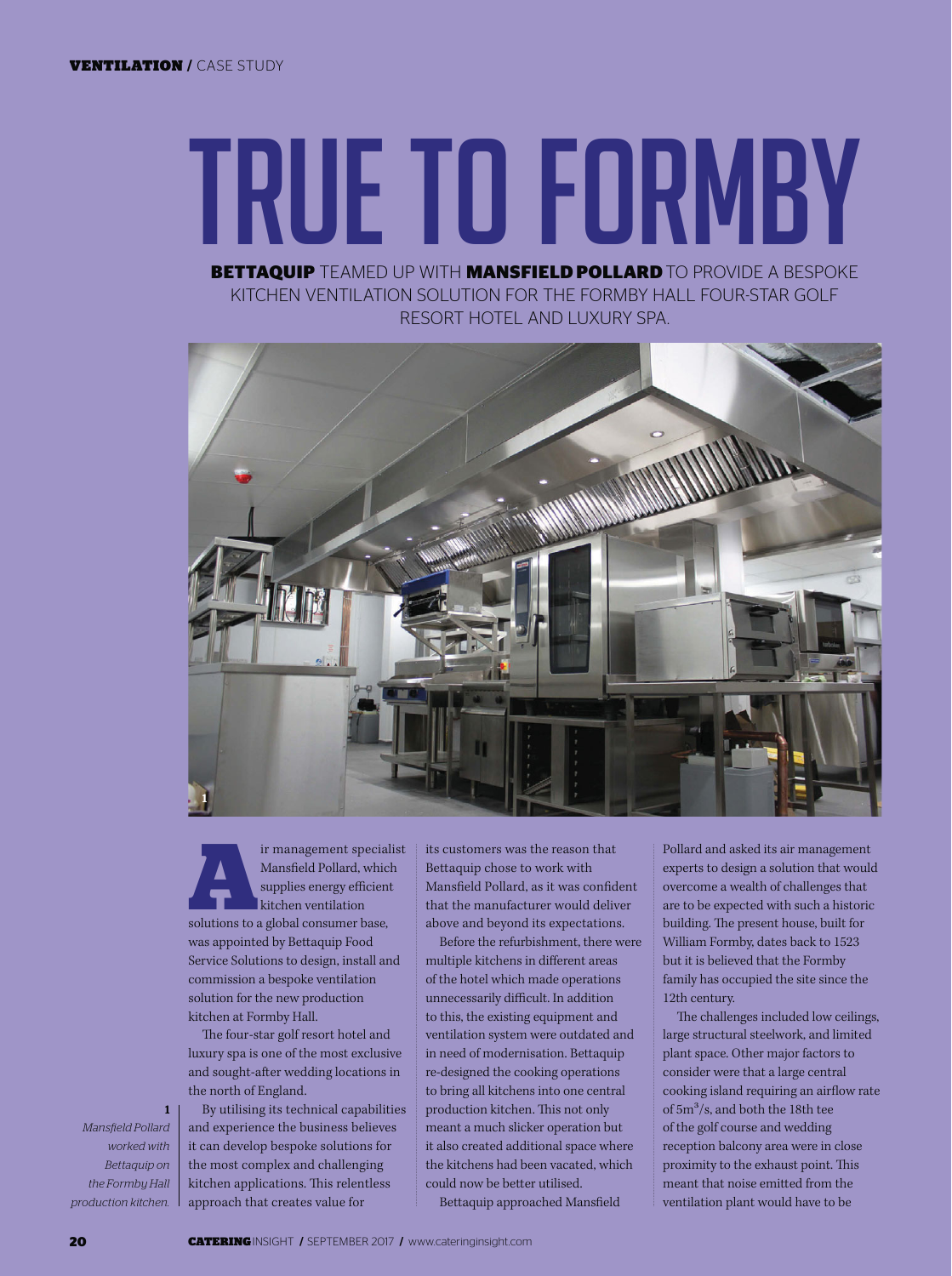# TRUE TO FORMBY

**BETTAQUIP** TEAMED UP WITH **MANSFIELD POLLARD** TO PROVIDE A BESPOKE KITCHEN VENTILATION SOLUTION FOR THE FORMBY HALL FOUR-STAR GOLF RESORT HOTEL AND LUXURY SPA.

*1 Mansfield Pollard worked with Bettaquip on the Formby Hall production kitchen.*

Air management specialist Mansfield Pollard, which supplies energy efficient kitchen ventilation solutions to a global consumer base, was appointed by Bettaquip Food Service Solutions to design, install and commission a bespoke ventilation solution for the new production kitchen at Formby Hall.

The four-star golf resort hotel and luxury spa is one of the most exclusive and sought-after wedding locations in the north of England.

By utilising its technical capabilities and experience the business believes it can develop bespoke solutions for the most complex and challenging kitchen applications. This relentless approach that creates value for its customers was the reason that Bettaquip chose to work with Mansfield Pollard, as it was confident that the manufacturer would deliver above and beyond its expectations.

Before the refurbishment, there were multiple kitchens in different areas of the hotel which made operations unnecessarily difficult. In addition to this, the existing equipment and ventilation system were outdated and in need of modernisation. Bettaquip re-designed the cooking operations to bring all kitchens into one central production kitchen. This not only meant a much slicker operation but it also created additional space where the kitchens had been vacated, which could now be better utilised.

Bettaquip approached Mansfield Pollard and asked its air management experts to design a solution that would overcome a wealth of challenges that are to be expected with such a historic building. The present house, built for William Formby, dates back to 1523 but it is believed that the Formby family has occupied the site since the 12th century.

The challenges included low ceilings, large structural steelwork, and limited plant space. Other major factors to consider were that a large central cooking island requiring an airflow rate of $5m^3/s$, and both the 18th tee of the golf course and wedding reception balcony area were in close proximity to the exhaust point. This meant that noise emitted from the ventilation plant would have to be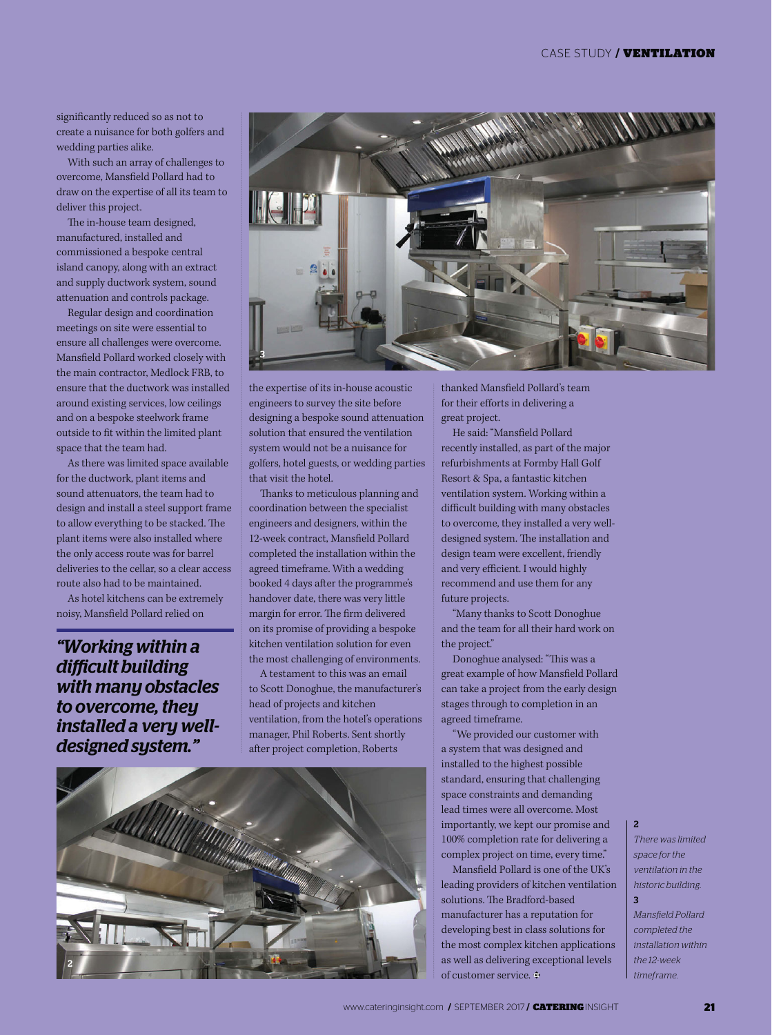significantly reduced so as not to create a nuisance for both golfers and wedding parties alike.

With such an array of challenges to overcome, Mansfield Pollard had to draw on the expertise of all its team to deliver this project.

The in-house team designed, manufactured, installed and commissioned a bespoke central island canopy, along with an extract and supply ductwork system, sound attenuation and controls package.

Regular design and coordination meetings on site were essential to ensure all challenges were overcome. Mansfield Pollard worked closely with the main contractor, Medlock FRB, to ensure that the ductwork was installed around existing services, low ceilings and on a bespoke steelwork frame outside to fit within the limited plant space that the team had.

As there was limited space available for the ductwork, plant items and sound attenuators, the team had to design and install a steel support frame to allow everything to be stacked. The plant items were also installed where the only access route was for barrel deliveries to the cellar, so a clear access route also had to be maintained.

As hotel kitchens can be extremely noisy, Mansfield Pollard relied on the expertise of its in-house acoustic engineers to survey the site before designing a bespoke sound attenuation solution that ensured the ventilation system would not be a nuisance for golfers, hotel guests, or wedding parties that visit the hotel.

> ***"Working within a difficult building with many obstacles to overcome, they installed a very well-designed system."***

Thanks to meticulous planning and coordination between the specialist engineers and designers, within the 12-week contract, Mansfield Pollard completed the installation within the agreed timeframe. With a wedding booked 4 days after the programme's handover date, there was very little margin for error. The firm delivered on its promise of providing a bespoke kitchen ventilation solution for even the most challenging of environments.

A testament to this was an email to Scott Donoghue, the manufacturer's head of projects and kitchen ventilation, from the hotel's operations manager, Phil Roberts. Sent shortly after project completion, Roberts thanked Mansfield Pollard's team for their efforts in delivering a great project.

He said: "Mansfield Pollard recently installed, as part of the major refurbishments at Formby Hall Golf Resort & Spa, a fantastic kitchen ventilation system. Working within a difficult building with many obstacles to overcome, they installed a very well-designed system. The installation and design team were excellent, friendly and very efficient. I would highly recommend and use them for any future projects.

"Many thanks to Scott Donoghue and the team for all their hard work on the project."

Donoghue analysed: "This was a great example of how Mansfield Pollard can take a project from the early design stages through to completion in an agreed timeframe.

"We provided our customer with a system that was designed and installed to the highest possible standard, ensuring that challenging space constraints and demanding lead times were all overcome. Most importantly, we kept our promise and 100% completion rate for delivering a complex project on time, every time."

Mansfield Pollard is one of the UK's leading providers of kitchen ventilation solutions. The Bradford-based manufacturer has a reputation for developing best in class solutions for the most complex kitchen applications as well as delivering exceptional levels of customer service.

**2**
*There was limited space for the ventilation in the historic building.*

**3**
*Mansfield Pollard completed the installation within the 12-week timeframe.*